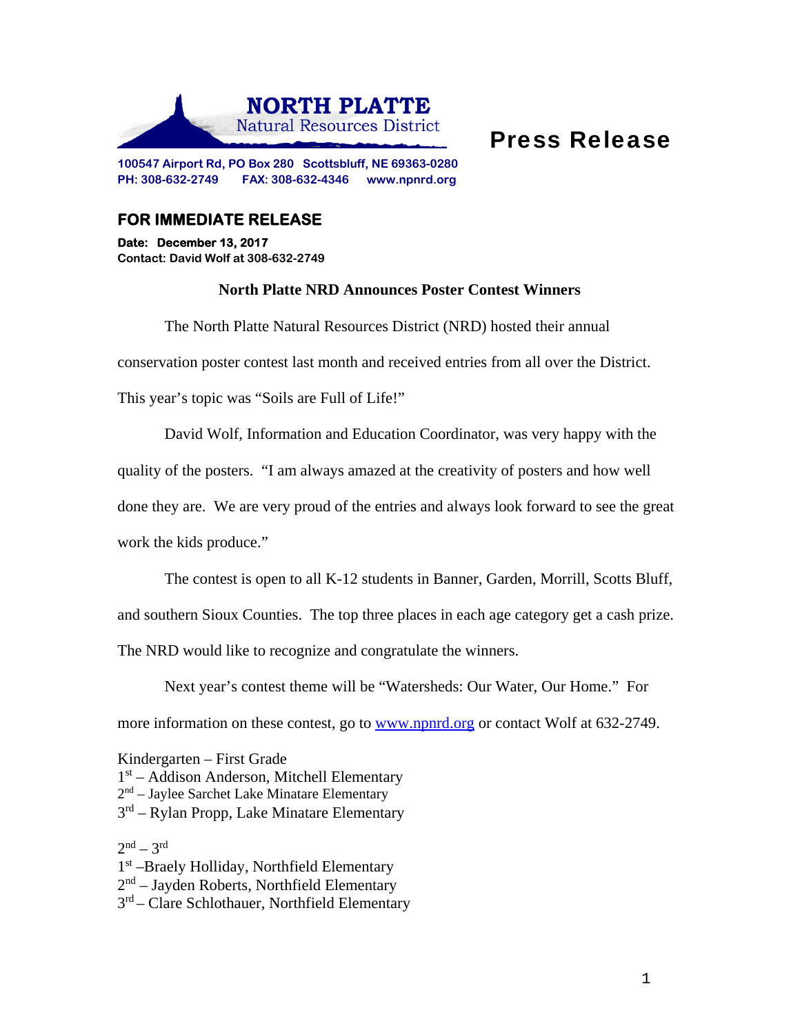**NORTH PLATTE**
Natural Resources District

# Press Release

**100547 Airport Rd, PO Box 280 Scottsbluff, NE 69363-0280**
**PH: 308-632-2749 FAX: 308-632-4346 www.npnrd.org**

## FOR IMMEDIATE RELEASE

**Date: December 13, 2017**
**Contact: David Wolf at 308-632-2749**

### North Platte NRD Announces Poster Contest Winners

The North Platte Natural Resources District (NRD) hosted their annual conservation poster contest last month and received entries from all over the District. This year's topic was "Soils are Full of Life!"

David Wolf, Information and Education Coordinator, was very happy with the quality of the posters. "I am always amazed at the creativity of posters and how well done they are. We are very proud of the entries and always look forward to see the great work the kids produce."

The contest is open to all K-12 students in Banner, Garden, Morrill, Scotts Bluff, and southern Sioux Counties. The top three places in each age category get a cash prize. The NRD would like to recognize and congratulate the winners.

Next year's contest theme will be "Watersheds: Our Water, Our Home." For more information on these contest, go to [www.npnrd.org](http://www.npnrd.org) or contact Wolf at 632-2749.

Kindergarten – First Grade
1st – Addison Anderson, Mitchell Elementary
2nd – Jaylee Sarchet Lake Minatare Elementary
3rd – Rylan Propp, Lake Minatare Elementary

2nd – 3rd
1st –Braely Holliday, Northfield Elementary
2nd – Jayden Roberts, Northfield Elementary
3rd – Clare Schlothauer, Northfield Elementary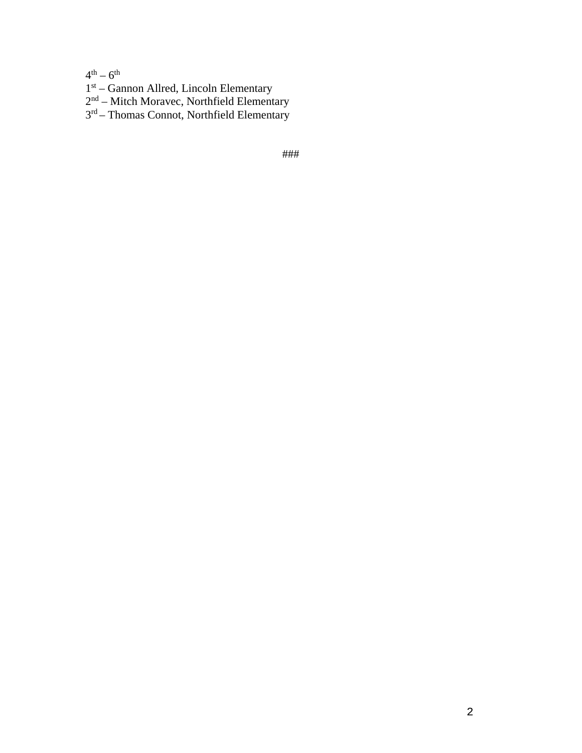4th – 6th
1st – Gannon Allred, Lincoln Elementary
2nd – Mitch Moravec, Northfield Elementary
3rd – Thomas Connot, Northfield Elementary

###